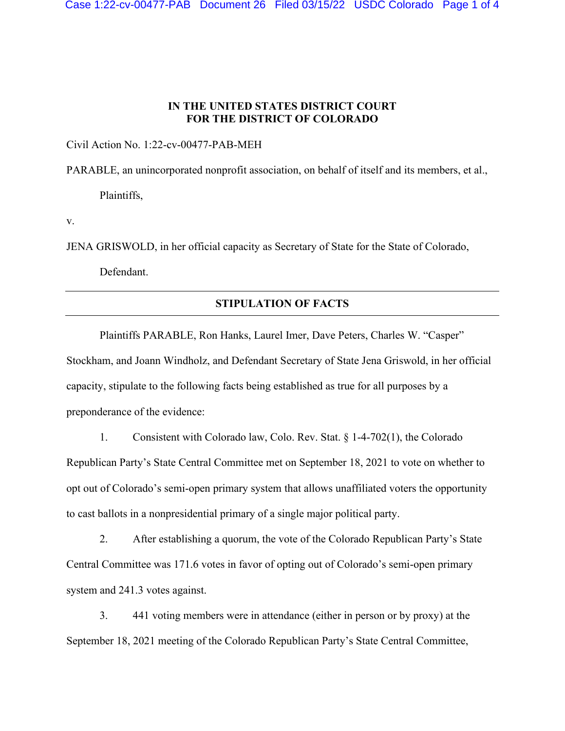**IN THE UNITED STATES DISTRICT COURT**
**FOR THE DISTRICT OF COLORADO**

Civil Action No. 1:22-cv-00477-PAB-MEH

PARABLE, an unincorporated nonprofit association, on behalf of itself and its members, et al.,

Plaintiffs,

v.

JENA GRISWOLD, in her official capacity as Secretary of State for the State of Colorado,

Defendant.

---

**STIPULATION OF FACTS**

---

Plaintiffs PARABLE, Ron Hanks, Laurel Imer, Dave Peters, Charles W. "Casper" Stockham, and Joann Windholz, and Defendant Secretary of State Jena Griswold, in her official capacity, stipulate to the following facts being established as true for all purposes by a preponderance of the evidence:

1. Consistent with Colorado law, Colo. Rev. Stat. § 1-4-702(1), the Colorado Republican Party's State Central Committee met on September 18, 2021 to vote on whether to opt out of Colorado's semi-open primary system that allows unaffiliated voters the opportunity to cast ballots in a nonpresidential primary of a single major political party.

2. After establishing a quorum, the vote of the Colorado Republican Party's State Central Committee was 171.6 votes in favor of opting out of Colorado's semi-open primary system and 241.3 votes against.

3. 441 voting members were in attendance (either in person or by proxy) at the September 18, 2021 meeting of the Colorado Republican Party's State Central Committee,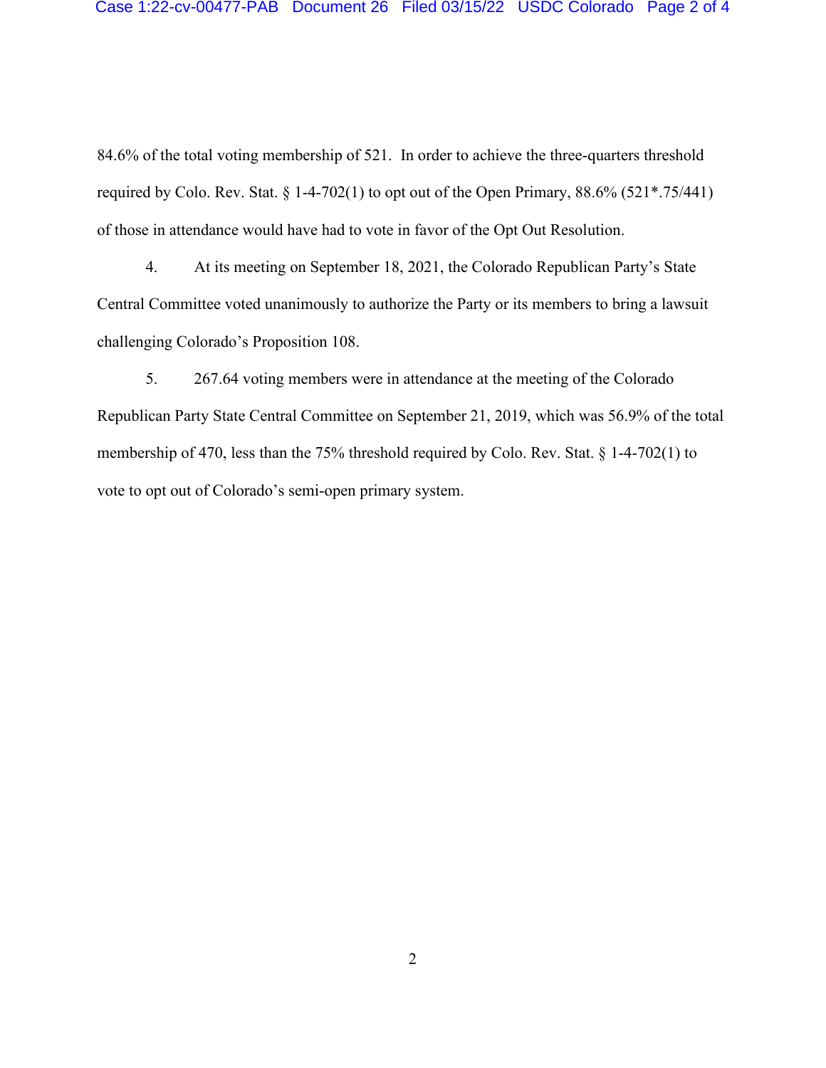84.6% of the total voting membership of 521. In order to achieve the three-quarters threshold required by Colo. Rev. Stat. § 1-4-702(1) to opt out of the Open Primary, 88.6% (521*.75/441) of those in attendance would have had to vote in favor of the Opt Out Resolution.

4. At its meeting on September 18, 2021, the Colorado Republican Party's State Central Committee voted unanimously to authorize the Party or its members to bring a lawsuit challenging Colorado's Proposition 108.

5. 267.64 voting members were in attendance at the meeting of the Colorado Republican Party State Central Committee on September 21, 2019, which was 56.9% of the total membership of 470, less than the 75% threshold required by Colo. Rev. Stat. § 1-4-702(1) to vote to opt out of Colorado's semi-open primary system.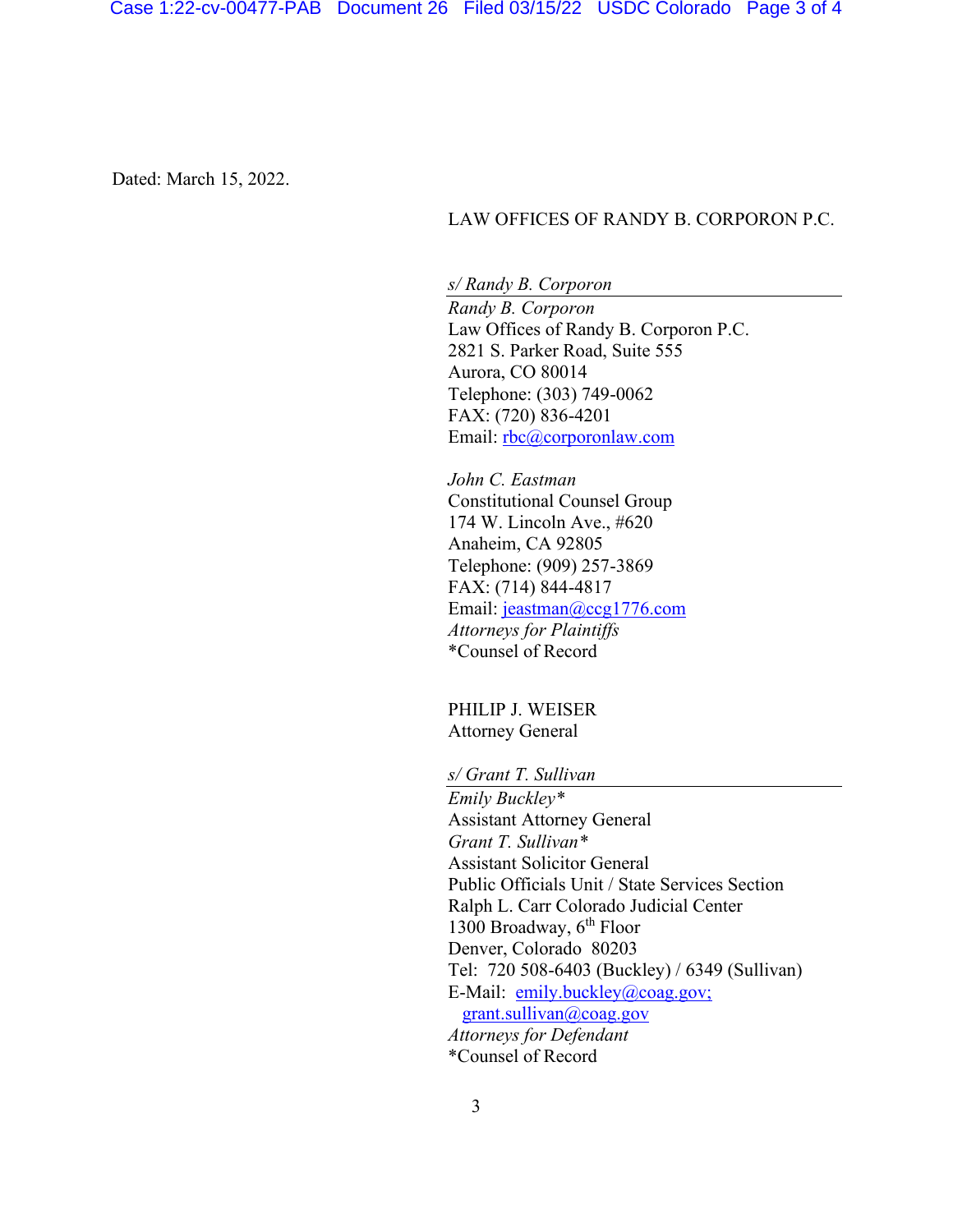Dated: March 15, 2022.

LAW OFFICES OF RANDY B. CORPORON P.C.

*s/ Randy B. Corporon*

*Randy B. Corporon*
Law Offices of Randy B. Corporon P.C.
2821 S. Parker Road, Suite 555
Aurora, CO 80014
Telephone: (303) 749-0062
FAX: (720) 836-4201
Email: rbc@corporonlaw.com

*John C. Eastman*
Constitutional Counsel Group
174 W. Lincoln Ave., #620
Anaheim, CA 92805
Telephone: (909) 257-3869
FAX: (714) 844-4817
Email: jeastman@ccg1776.com
*Attorneys for Plaintiffs*
*Counsel of Record

PHILIP J. WEISER
Attorney General

*s/ Grant T. Sullivan*

*Emily Buckley**
Assistant Attorney General
*Grant T. Sullivan**
Assistant Solicitor General
Public Officials Unit / State Services Section
Ralph L. Carr Colorado Judicial Center
1300 Broadway, 6th Floor
Denver, Colorado 80203
Tel: 720 508-6403 (Buckley) / 6349 (Sullivan)
E-Mail: emily.buckley@coag.gov;
grant.sullivan@coag.gov
*Attorneys for Defendant*
*Counsel of Record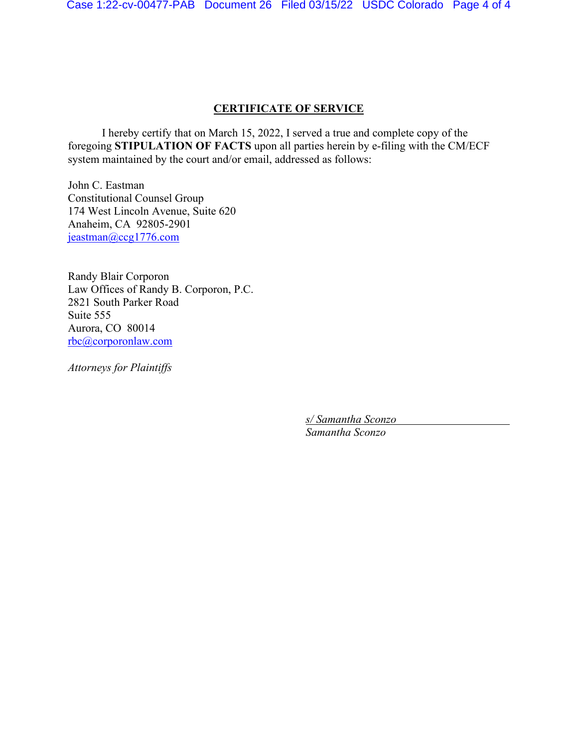## CERTIFICATE OF SERVICE

I hereby certify that on March 15, 2022, I served a true and complete copy of the foregoing **STIPULATION OF FACTS** upon all parties herein by e-filing with the CM/ECF system maintained by the court and/or email, addressed as follows:

John C. Eastman
Constitutional Counsel Group
174 West Lincoln Avenue, Suite 620
Anaheim, CA 92805-2901
jeastman@ccg1776.com

Randy Blair Corporon
Law Offices of Randy B. Corporon, P.C.
2821 South Parker Road
Suite 555
Aurora, CO 80014
rbc@corporonlaw.com

*Attorneys for Plaintiffs*

*s/ Samantha Sconzo*
*Samantha Sconzo*